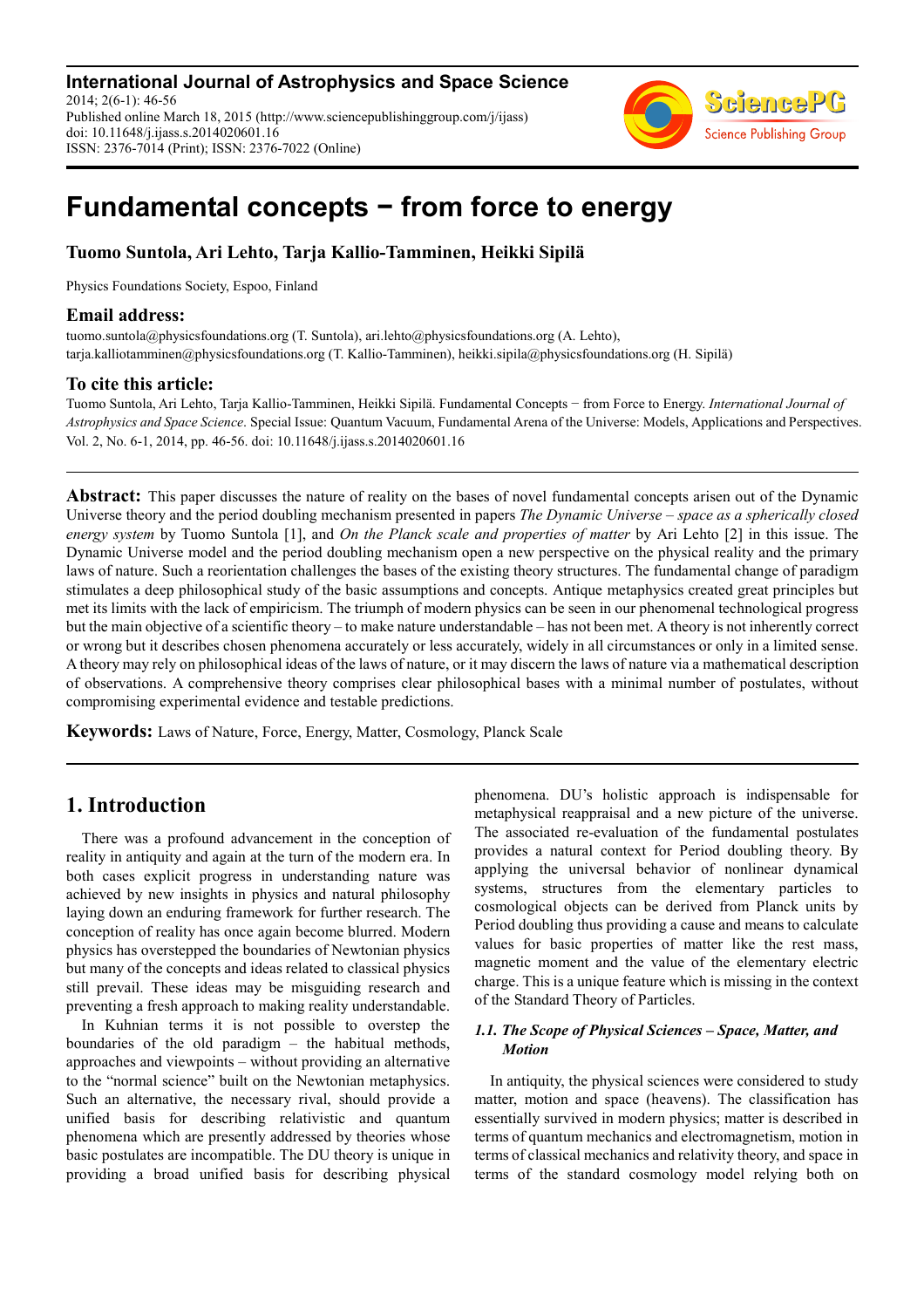International Journal of Astrophysics and Space Science
2014; 2(6-1): 46-56
Published online March 18, 2015 (http://www.sciencepublishinggroup.com/j/ijass)
doi: 10.11648/j.ijass.s.2014020601.16
ISSN: 2376-7014 (Print); ISSN: 2376-7022 (Online)

# Fundamental concepts − from force to energy

**Tuomo Suntola, Ari Lehto, Tarja Kallio-Tamminen, Heikki Sipilä**

Physics Foundations Society, Espoo, Finland

## Email address:

tuomo.suntola@physicsfoundations.org (T. Suntola), ari.lehto@physicsfoundations.org (A. Lehto), tarja.kalliotamminen@physicsfoundations.org (T. Kallio-Tamminen), heikki.sipila@physicsfoundations.org (H. Sipilä)

## To cite this article:

Tuomo Suntola, Ari Lehto, Tarja Kallio-Tamminen, Heikki Sipilä. Fundamental Concepts − from Force to Energy. *International Journal of Astrophysics and Space Science*. Special Issue: Quantum Vacuum, Fundamental Arena of the Universe: Models, Applications and Perspectives. Vol. 2, No. 6-1, 2014, pp. 46-56. doi: 10.11648/j.ijass.s.2014020601.16

**Abstract:** This paper discusses the nature of reality on the bases of novel fundamental concepts arisen out of the Dynamic Universe theory and the period doubling mechanism presented in papers *The Dynamic Universe – space as a spherically closed energy system* by Tuomo Suntola [1], and *On the Planck scale and properties of matter* by Ari Lehto [2] in this issue. The Dynamic Universe model and the period doubling mechanism open a new perspective on the physical reality and the primary laws of nature. Such a reorientation challenges the bases of the existing theory structures. The fundamental change of paradigm stimulates a deep philosophical study of the basic assumptions and concepts. Antique metaphysics created great principles but met its limits with the lack of empiricism. The triumph of modern physics can be seen in our phenomenal technological progress but the main objective of a scientific theory – to make nature understandable – has not been met. A theory is not inherently correct or wrong but it describes chosen phenomena accurately or less accurately, widely in all circumstances or only in a limited sense. A theory may rely on philosophical ideas of the laws of nature, or it may discern the laws of nature via a mathematical description of observations. A comprehensive theory comprises clear philosophical bases with a minimal number of postulates, without compromising experimental evidence and testable predictions.

**Keywords:** Laws of Nature, Force, Energy, Matter, Cosmology, Planck Scale

## 1. Introduction

There was a profound advancement in the conception of reality in antiquity and again at the turn of the modern era. In both cases explicit progress in understanding nature was achieved by new insights in physics and natural philosophy laying down an enduring framework for further research. The conception of reality has once again become blurred. Modern physics has overstepped the boundaries of Newtonian physics but many of the concepts and ideas related to classical physics still prevail. These ideas may be misguiding research and preventing a fresh approach to making reality understandable.

In Kuhnian terms it is not possible to overstep the boundaries of the old paradigm – the habitual methods, approaches and viewpoints – without providing an alternative to the "normal science" built on the Newtonian metaphysics. Such an alternative, the necessary rival, should provide a unified basis for describing relativistic and quantum phenomena which are presently addressed by theories whose basic postulates are incompatible. The DU theory is unique in providing a broad unified basis for describing physical phenomena. DU's holistic approach is indispensable for metaphysical reappraisal and a new picture of the universe. The associated re-evaluation of the fundamental postulates provides a natural context for Period doubling theory. By applying the universal behavior of nonlinear dynamical systems, structures from the elementary particles to cosmological objects can be derived from Planck units by Period doubling thus providing a cause and means to calculate values for basic properties of matter like the rest mass, magnetic moment and the value of the elementary electric charge. This is a unique feature which is missing in the context of the Standard Theory of Particles.

### *1.1. The Scope of Physical Sciences – Space, Matter, and Motion*

In antiquity, the physical sciences were considered to study matter, motion and space (heavens). The classification has essentially survived in modern physics; matter is described in terms of quantum mechanics and electromagnetism, motion in terms of classical mechanics and relativity theory, and space in terms of the standard cosmology model relying both on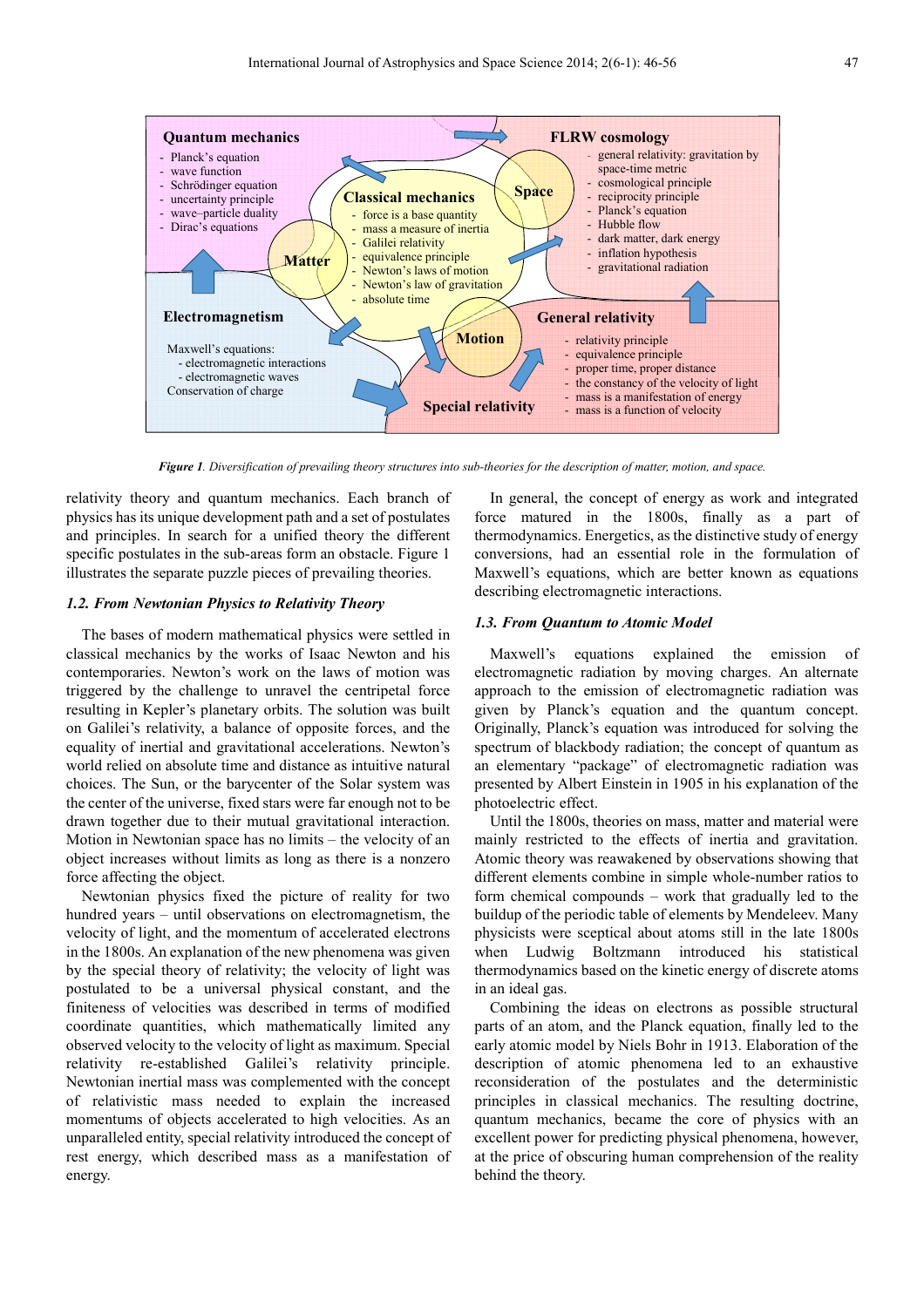**Quantum mechanics**
- Planck's equation
- wave function
- Schrödinger equation
- uncertainty principle
- wave–particle duality
- Dirac's equations

**Classical mechanics**
- force is a base quantity
- mass a measure of inertia
- Galilei relativity
- equivalence principle
- Newton's laws of motion
- Newton's law of gravitation
- absolute time

**FLRW cosmology**
- general relativity: gravitation by space-time metric
- cosmological principle
- reciprocity principle
- Planck's equation
- Hubble flow
- dark matter, dark energy
- inflation hypothesis
- gravitational radiation

**Matter** **Space** **Motion**

**Electromagnetism**

Maxwell's equations:
- electromagnetic interactions
- electromagnetic waves

Conservation of charge

**General relativity**
- relativity principle
- equivalence principle
- proper time, proper distance
- the constancy of the velocity of light
- mass is a manifestation of energy
- mass is a function of velocity

**Special relativity**

***Figure 1****. Diversification of prevailing theory structures into sub-theories for the description of matter, motion, and space.*

relativity theory and quantum mechanics. Each branch of physics has its unique development path and a set of postulates and principles. In search for a unified theory the different specific postulates in the sub-areas form an obstacle. Figure 1 illustrates the separate puzzle pieces of prevailing theories.

### *1.2. From Newtonian Physics to Relativity Theory*

The bases of modern mathematical physics were settled in classical mechanics by the works of Isaac Newton and his contemporaries. Newton's work on the laws of motion was triggered by the challenge to unravel the centripetal force resulting in Kepler's planetary orbits. The solution was built on Galilei's relativity, a balance of opposite forces, and the equality of inertial and gravitational accelerations. Newton's world relied on absolute time and distance as intuitive natural choices. The Sun, or the barycenter of the Solar system was the center of the universe, fixed stars were far enough not to be drawn together due to their mutual gravitational interaction. Motion in Newtonian space has no limits – the velocity of an object increases without limits as long as there is a nonzero force affecting the object.

Newtonian physics fixed the picture of reality for two hundred years – until observations on electromagnetism, the velocity of light, and the momentum of accelerated electrons in the 1800s. An explanation of the new phenomena was given by the special theory of relativity; the velocity of light was postulated to be a universal physical constant, and the finiteness of velocities was described in terms of modified coordinate quantities, which mathematically limited any observed velocity to the velocity of light as maximum. Special relativity re-established Galilei's relativity principle. Newtonian inertial mass was complemented with the concept of relativistic mass needed to explain the increased momentums of objects accelerated to high velocities. As an unparalleled entity, special relativity introduced the concept of rest energy, which described mass as a manifestation of energy.

In general, the concept of energy as work and integrated force matured in the 1800s, finally as a part of thermodynamics. Energetics, as the distinctive study of energy conversions, had an essential role in the formulation of Maxwell's equations, which are better known as equations describing electromagnetic interactions.

### *1.3. From Quantum to Atomic Model*

Maxwell's equations explained the emission of electromagnetic radiation by moving charges. An alternate approach to the emission of electromagnetic radiation was given by Planck's equation and the quantum concept. Originally, Planck's equation was introduced for solving the spectrum of blackbody radiation; the concept of quantum as an elementary "package" of electromagnetic radiation was presented by Albert Einstein in 1905 in his explanation of the photoelectric effect.

Until the 1800s, theories on mass, matter and material were mainly restricted to the effects of inertia and gravitation. Atomic theory was reawakened by observations showing that different elements combine in simple whole-number ratios to form chemical compounds – work that gradually led to the buildup of the periodic table of elements by Mendeleev. Many physicists were sceptical about atoms still in the late 1800s when Ludwig Boltzmann introduced his statistical thermodynamics based on the kinetic energy of discrete atoms in an ideal gas.

Combining the ideas on electrons as possible structural parts of an atom, and the Planck equation, finally led to the early atomic model by Niels Bohr in 1913. Elaboration of the description of atomic phenomena led to an exhaustive reconsideration of the postulates and the deterministic principles in classical mechanics. The resulting doctrine, quantum mechanics, became the core of physics with an excellent power for predicting physical phenomena, however, at the price of obscuring human comprehension of the reality behind the theory.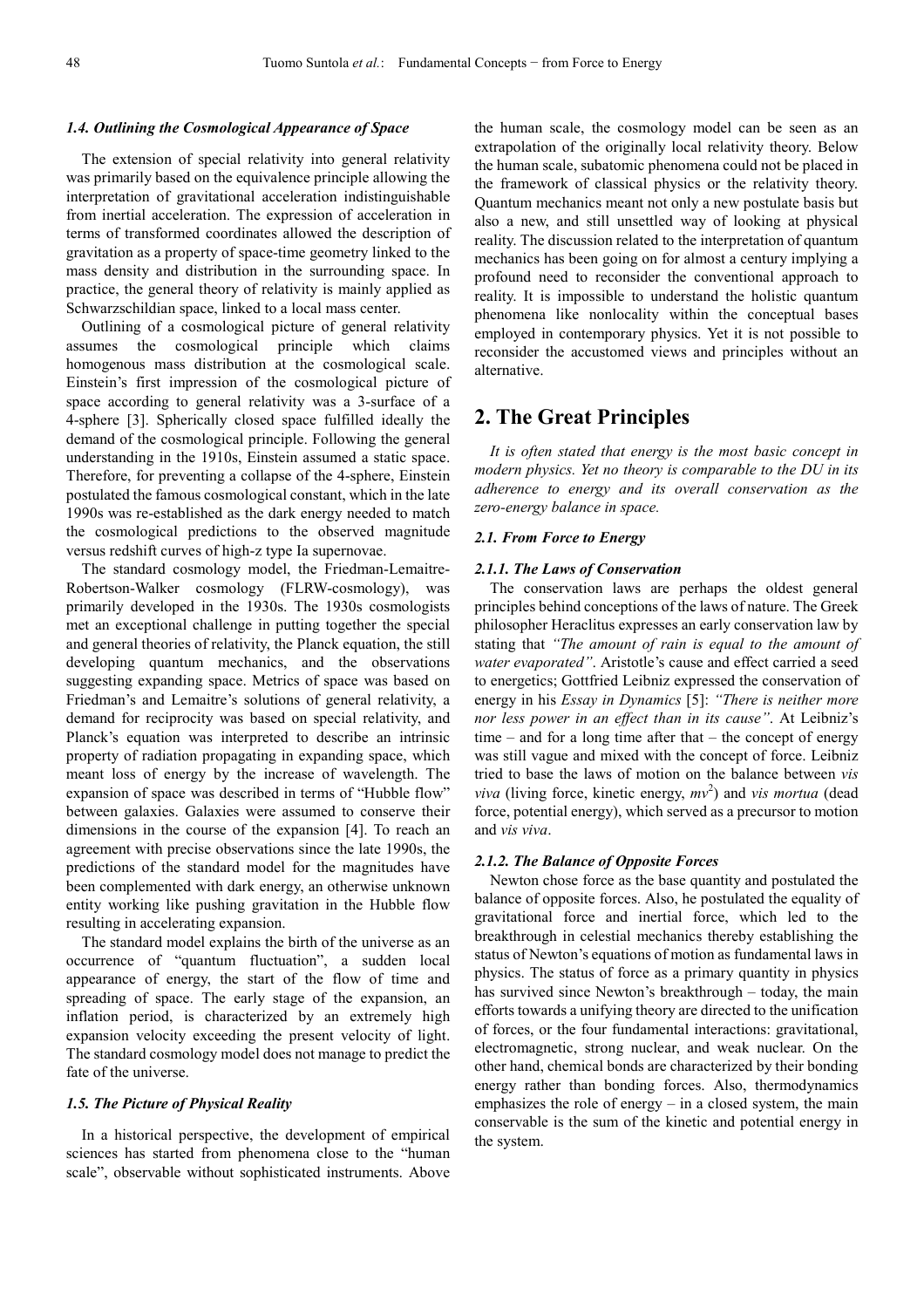### 1.4. Outlining the Cosmological Appearance of Space

The extension of special relativity into general relativity was primarily based on the equivalence principle allowing the interpretation of gravitational acceleration indistinguishable from inertial acceleration. The expression of acceleration in terms of transformed coordinates allowed the description of gravitation as a property of space-time geometry linked to the mass density and distribution in the surrounding space. In practice, the general theory of relativity is mainly applied as Schwarzschildian space, linked to a local mass center.

Outlining of a cosmological picture of general relativity assumes the cosmological principle which claims homogenous mass distribution at the cosmological scale. Einstein's first impression of the cosmological picture of space according to general relativity was a 3-surface of a 4-sphere [3]. Spherically closed space fulfilled ideally the demand of the cosmological principle. Following the general understanding in the 1910s, Einstein assumed a static space. Therefore, for preventing a collapse of the 4-sphere, Einstein postulated the famous cosmological constant, which in the late 1990s was re-established as the dark energy needed to match the cosmological predictions to the observed magnitude versus redshift curves of high-z type Ia supernovae.

The standard cosmology model, the Friedman-Lemaitre-Robertson-Walker cosmology (FLRW-cosmology), was primarily developed in the 1930s. The 1930s cosmologists met an exceptional challenge in putting together the special and general theories of relativity, the Planck equation, the still developing quantum mechanics, and the observations suggesting expanding space. Metrics of space was based on Friedman's and Lemaitre's solutions of general relativity, a demand for reciprocity was based on special relativity, and Planck's equation was interpreted to describe an intrinsic property of radiation propagating in expanding space, which meant loss of energy by the increase of wavelength. The expansion of space was described in terms of "Hubble flow" between galaxies. Galaxies were assumed to conserve their dimensions in the course of the expansion [4]. To reach an agreement with precise observations since the late 1990s, the predictions of the standard model for the magnitudes have been complemented with dark energy, an otherwise unknown entity working like pushing gravitation in the Hubble flow resulting in accelerating expansion.

The standard model explains the birth of the universe as an occurrence of "quantum fluctuation", a sudden local appearance of energy, the start of the flow of time and spreading of space. The early stage of the expansion, an inflation period, is characterized by an extremely high expansion velocity exceeding the present velocity of light. The standard cosmology model does not manage to predict the fate of the universe.

### 1.5. The Picture of Physical Reality

In a historical perspective, the development of empirical sciences has started from phenomena close to the "human scale", observable without sophisticated instruments. Above the human scale, the cosmology model can be seen as an extrapolation of the originally local relativity theory. Below the human scale, subatomic phenomena could not be placed in the framework of classical physics or the relativity theory. Quantum mechanics meant not only a new postulate basis but also a new, and still unsettled way of looking at physical reality. The discussion related to the interpretation of quantum mechanics has been going on for almost a century implying a profound need to reconsider the conventional approach to reality. It is impossible to understand the holistic quantum phenomena like nonlocality within the conceptual bases employed in contemporary physics. Yet it is not possible to reconsider the accustomed views and principles without an alternative.

## 2. The Great Principles

*It is often stated that energy is the most basic concept in modern physics. Yet no theory is comparable to the DU in its adherence to energy and its overall conservation as the zero-energy balance in space.*

### 2.1. From Force to Energy

#### 2.1.1. The Laws of Conservation

The conservation laws are perhaps the oldest general principles behind conceptions of the laws of nature. The Greek philosopher Heraclitus expresses an early conservation law by stating that *"The amount of rain is equal to the amount of water evaporated"*. Aristotle's cause and effect carried a seed to energetics; Gottfried Leibniz expressed the conservation of energy in his *Essay in Dynamics* [5]: *"There is neither more nor less power in an effect than in its cause"*. At Leibniz's time – and for a long time after that – the concept of energy was still vague and mixed with the concept of force. Leibniz tried to base the laws of motion on the balance between *vis viva* (living force, kinetic energy, $mv^2$) and *vis mortua* (dead force, potential energy), which served as a precursor to motion and *vis viva*.

#### 2.1.2. The Balance of Opposite Forces

Newton chose force as the base quantity and postulated the balance of opposite forces. Also, he postulated the equality of gravitational force and inertial force, which led to the breakthrough in celestial mechanics thereby establishing the status of Newton's equations of motion as fundamental laws in physics. The status of force as a primary quantity in physics has survived since Newton's breakthrough – today, the main efforts towards a unifying theory are directed to the unification of forces, or the four fundamental interactions: gravitational, electromagnetic, strong nuclear, and weak nuclear. On the other hand, chemical bonds are characterized by their bonding energy rather than bonding forces. Also, thermodynamics emphasizes the role of energy – in a closed system, the main conservable is the sum of the kinetic and potential energy in the system.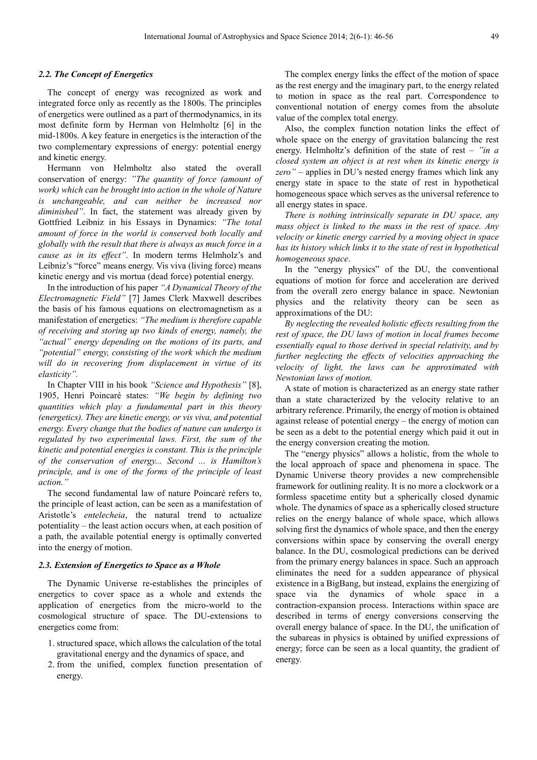### 2.2. The Concept of Energetics

The concept of energy was recognized as work and integrated force only as recently as the 1800s. The principles of energetics were outlined as a part of thermodynamics, in its most definite form by Herman von Helmholtz [6] in the mid-1800s. A key feature in energetics is the interaction of the two complementary expressions of energy: potential energy and kinetic energy.

Hermann von Helmholtz also stated the overall conservation of energy: *"The quantity of force (amount of work) which can be brought into action in the whole of Nature is unchangeable, and can neither be increased nor diminished"*. In fact, the statement was already given by Gottfried Leibniz in his Essays in Dynamics: *"The total amount of force in the world is conserved both locally and globally with the result that there is always as much force in a cause as in its effect"*. In modern terms Helmholz's and Leibniz's "force" means energy. Vis viva (living force) means kinetic energy and vis mortua (dead force) potential energy.

In the introduction of his paper *"A Dynamical Theory of the Electromagnetic Field"* [7] James Clerk Maxwell describes the basis of his famous equations on electromagnetism as a manifestation of energetics: *"The medium is therefore capable of receiving and storing up two kinds of energy, namely, the "actual" energy depending on the motions of its parts, and "potential" energy, consisting of the work which the medium will do in recovering from displacement in virtue of its elasticity".*

In Chapter VIII in his book *"Science and Hypothesis"* [8], 1905, Henri Poincaré states: *"We begin by defining two quantities which play a fundamental part in this theory (energetics). They are kinetic energy, or vis viva, and potential energy. Every change that the bodies of nature can undergo is regulated by two experimental laws. First, the sum of the kinetic and potential energies is constant. This is the principle of the conservation of energy... Second ... is Hamilton's principle, and is one of the forms of the principle of least action."*

The second fundamental law of nature Poincaré refers to, the principle of least action, can be seen as a manifestation of Aristotle's *entelecheia*, the natural trend to actualize potentiality – the least action occurs when, at each position of a path, the available potential energy is optimally converted into the energy of motion.

### 2.3. Extension of Energetics to Space as a Whole

The Dynamic Universe re-establishes the principles of energetics to cover space as a whole and extends the application of energetics from the micro-world to the cosmological structure of space. The DU-extensions to energetics come from:

1. structured space, which allows the calculation of the total gravitational energy and the dynamics of space, and
2. from the unified, complex function presentation of energy.

The complex energy links the effect of the motion of space as the rest energy and the imaginary part, to the energy related to motion in space as the real part. Correspondence to conventional notation of energy comes from the absolute value of the complex total energy.

Also, the complex function notation links the effect of whole space on the energy of gravitation balancing the rest energy. Helmholtz's definition of the state of rest – *"in a closed system an object is at rest when its kinetic energy is zero"* – applies in DU's nested energy frames which link any energy state in space to the state of rest in hypothetical homogeneous space which serves as the universal reference to all energy states in space.

*There is nothing intrinsically separate in DU space, any mass object is linked to the mass in the rest of space. Any velocity or kinetic energy carried by a moving object in space has its history which links it to the state of rest in hypothetical homogeneous space*.

In the "energy physics" of the DU, the conventional equations of motion for force and acceleration are derived from the overall zero energy balance in space. Newtonian physics and the relativity theory can be seen as approximations of the DU:

*By neglecting the revealed holistic effects resulting from the rest of space, the DU laws of motion in local frames become essentially equal to those derived in special relativity, and by further neglecting the effects of velocities approaching the velocity of light, the laws can be approximated with Newtonian laws of motion.*

A state of motion is characterized as an energy state rather than a state characterized by the velocity relative to an arbitrary reference. Primarily, the energy of motion is obtained against release of potential energy – the energy of motion can be seen as a debt to the potential energy which paid it out in the energy conversion creating the motion.

The "energy physics" allows a holistic, from the whole to the local approach of space and phenomena in space. The Dynamic Universe theory provides a new comprehensible framework for outlining reality. It is no more a clockwork or a formless spacetime entity but a spherically closed dynamic whole. The dynamics of space as a spherically closed structure relies on the energy balance of whole space, which allows solving first the dynamics of whole space, and then the energy conversions within space by conserving the overall energy balance. In the DU, cosmological predictions can be derived from the primary energy balances in space. Such an approach eliminates the need for a sudden appearance of physical existence in a BigBang, but instead, explains the energizing of space via the dynamics of whole space in a contraction-expansion process. Interactions within space are described in terms of energy conversions conserving the overall energy balance of space. In the DU, the unification of the subareas in physics is obtained by unified expressions of energy; force can be seen as a local quantity, the gradient of energy.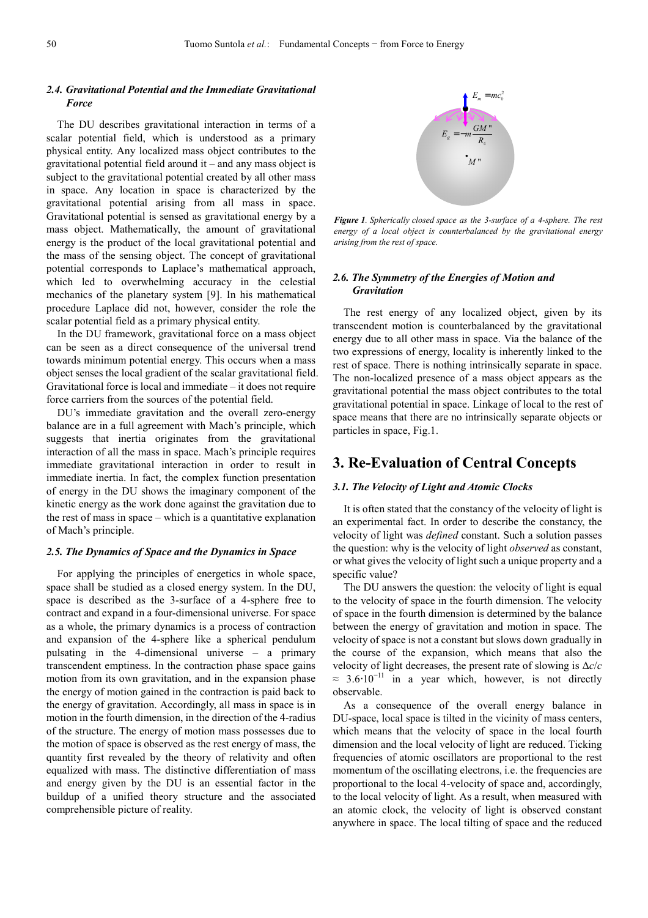### 2.4. Gravitational Potential and the Immediate Gravitational Force

The DU describes gravitational interaction in terms of a scalar potential field, which is understood as a primary physical entity. Any localized mass object contributes to the gravitational potential field around it – and any mass object is subject to the gravitational potential created by all other mass in space. Any location in space is characterized by the gravitational potential arising from all mass in space. Gravitational potential is sensed as gravitational energy by a mass object. Mathematically, the amount of gravitational energy is the product of the local gravitational potential and the mass of the sensing object. The concept of gravitational potential corresponds to Laplace's mathematical approach, which led to overwhelming accuracy in the celestial mechanics of the planetary system [9]. In his mathematical procedure Laplace did not, however, consider the role the scalar potential field as a primary physical entity.

In the DU framework, gravitational force on a mass object can be seen as a direct consequence of the universal trend towards minimum potential energy. This occurs when a mass object senses the local gradient of the scalar gravitational field. Gravitational force is local and immediate – it does not require force carriers from the sources of the potential field.

DU's immediate gravitation and the overall zero-energy balance are in a full agreement with Mach's principle, which suggests that inertia originates from the gravitational interaction of all the mass in space. Mach's principle requires immediate gravitational interaction in order to result in immediate inertia. In fact, the complex function presentation of energy in the DU shows the imaginary component of the kinetic energy as the work done against the gravitation due to the rest of mass in space – which is a quantitative explanation of Mach's principle.

### 2.5. The Dynamics of Space and the Dynamics in Space

For applying the principles of energetics in whole space, space shall be studied as a closed energy system. In the DU, space is described as the 3-surface of a 4-sphere free to contract and expand in a four-dimensional universe. For space as a whole, the primary dynamics is a process of contraction and expansion of the 4-sphere like a spherical pendulum pulsating in the 4-dimensional universe – a primary transcendent emptiness. In the contraction phase space gains motion from its own gravitation, and in the expansion phase the energy of motion gained in the contraction is paid back to the energy of gravitation. Accordingly, all mass in space is in motion in the fourth dimension, in the direction of the 4-radius of the structure. The energy of motion mass possesses due to the motion of space is observed as the rest energy of mass, the quantity first revealed by the theory of relativity and often equalized with mass. The distinctive differentiation of mass and energy given by the DU is an essential factor in the buildup of a unified theory structure and the associated comprehensible picture of reality.

$E_m = mc_0^2$

$E_g = -m\dfrac{GM''}{R_4}$

$M''$

***Figure 1**. Spherically closed space as the 3-surface of a 4-sphere. The rest energy of a local object is counterbalanced by the gravitational energy arising from the rest of space.*

### 2.6. The Symmetry of the Energies of Motion and Gravitation

The rest energy of any localized object, given by its transcendent motion is counterbalanced by the gravitational energy due to all other mass in space. Via the balance of the two expressions of energy, locality is inherently linked to the rest of space. There is nothing intrinsically separate in space. The non-localized presence of a mass object appears as the gravitational potential the mass object contributes to the total gravitational potential in space. Linkage of local to the rest of space means that there are no intrinsically separate objects or particles in space, Fig.1.

## 3. Re-Evaluation of Central Concepts

### 3.1. The Velocity of Light and Atomic Clocks

It is often stated that the constancy of the velocity of light is an experimental fact. In order to describe the constancy, the velocity of light was *defined* constant. Such a solution passes the question: why is the velocity of light *observed* as constant, or what gives the velocity of light such a unique property and a specific value?

The DU answers the question: the velocity of light is equal to the velocity of space in the fourth dimension. The velocity of space in the fourth dimension is determined by the balance between the energy of gravitation and motion in space. The velocity of space is not a constant but slows down gradually in the course of the expansion, which means that also the velocity of light decreases, the present rate of slowing is $\Delta c/c \approx 3.6 \cdot 10^{-11}$ in a year which, however, is not directly observable.

As a consequence of the overall energy balance in DU-space, local space is tilted in the vicinity of mass centers, which means that the velocity of space in the local fourth dimension and the local velocity of light are reduced. Ticking frequencies of atomic oscillators are proportional to the rest momentum of the oscillating electrons, i.e. the frequencies are proportional to the local 4-velocity of space and, accordingly, to the local velocity of light. As a result, when measured with an atomic clock, the velocity of light is observed constant anywhere in space. The local tilting of space and the reduced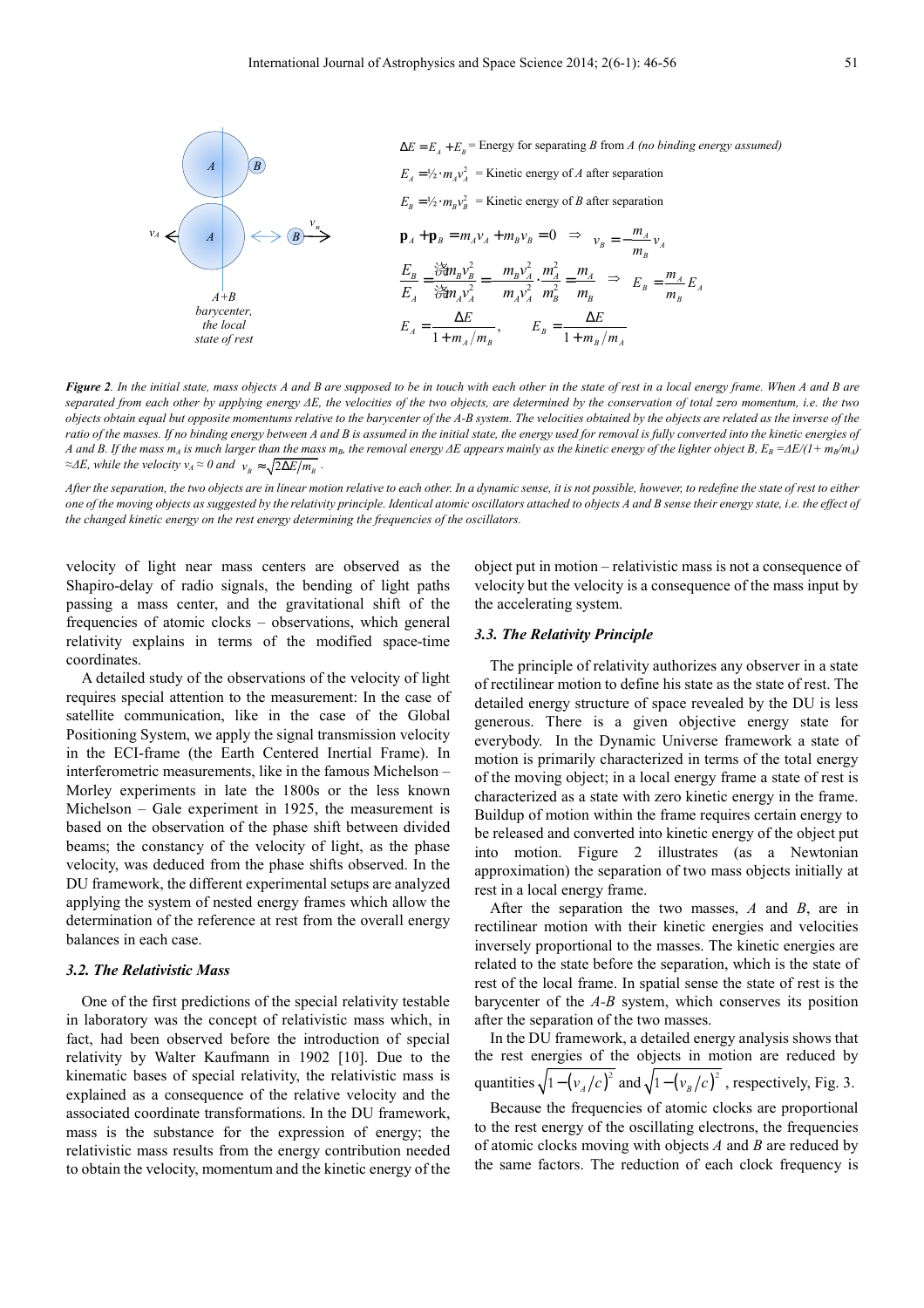$$\Delta E = E_A + E_B = \text{Energy for separating } B \text{ from } A \text{ (no binding energy assumed)}$$

$$E_A = \tfrac{1}{2} \cdot m_A v_A^2 = \text{Kinetic energy of } A \text{ after separation}$$

$$E_B = \tfrac{1}{2} \cdot m_B v_B^2 = \text{Kinetic energy of } B \text{ after separation}$$

$$\mathbf{p}_A + \mathbf{p}_B = m_A v_A + m_B v_B = 0 \quad \Rightarrow \quad v_B = -\frac{m_A}{m_B} v_A$$

$$\frac{E_B}{E_A} = \frac{\tfrac{1}{2} m_B v_B^2}{\tfrac{1}{2} m_A v_A^2} = \frac{m_B v_A^2}{m_A v_A^2} \cdot \frac{m_A^2}{m_B^2} = \frac{m_A}{m_B} \quad \Rightarrow \quad E_B = \frac{m_A}{m_B} E_A$$

$$E_A = \frac{\Delta E}{1 + m_A/m_B}, \qquad E_B = \frac{\Delta E}{1 + m_B/m_A}$$

***Figure 2****. In the initial state, mass objects A and B are supposed to be in touch with each other in the state of rest in a local energy frame. When A and B are separated from each other by applying energy ΔE, the velocities of the two objects, are determined by the conservation of total zero momentum, i.e. the two objects obtain equal but opposite momentums relative to the barycenter of the A-B system. The velocities obtained by the objects are related as the inverse of the ratio of the masses. If no binding energy between A and B is assumed in the initial state, the energy used for removal is fully converted into the kinetic energies of A and B. If the mass $m_A$ is much larger than the mass $m_B$, the removal energy ΔE appears mainly as the kinetic energy of the lighter object B, $E_B = \Delta E/(1+ m_B/m_A) \approx \Delta E$, while the velocity $v_A \approx 0$ and $v_B \approx \sqrt{2\Delta E/m_B}$.*

*After the separation, the two objects are in linear motion relative to each other. In a dynamic sense, it is not possible, however, to redefine the state of rest to either one of the moving objects as suggested by the relativity principle. Identical atomic oscillators attached to objects A and B sense their energy state, i.e. the effect of the changed kinetic energy on the rest energy determining the frequencies of the oscillators.*

velocity of light near mass centers are observed as the Shapiro-delay of radio signals, the bending of light paths passing a mass center, and the gravitational shift of the frequencies of atomic clocks – observations, which general relativity explains in terms of the modified space-time coordinates.

A detailed study of the observations of the velocity of light requires special attention to the measurement: In the case of satellite communication, like in the case of the Global Positioning System, we apply the signal transmission velocity in the ECI-frame (the Earth Centered Inertial Frame). In interferometric measurements, like in the famous Michelson – Morley experiments in late the 1800s or the less known Michelson – Gale experiment in 1925, the measurement is based on the observation of the phase shift between divided beams; the constancy of the velocity of light, as the phase velocity, was deduced from the phase shifts observed. In the DU framework, the different experimental setups are analyzed applying the system of nested energy frames which allow the determination of the reference at rest from the overall energy balances in each case.

### *3.2. The Relativistic Mass*

One of the first predictions of the special relativity testable in laboratory was the concept of relativistic mass which, in fact, had been observed before the introduction of special relativity by Walter Kaufmann in 1902 [10]. Due to the kinematic bases of special relativity, the relativistic mass is explained as a consequence of the relative velocity and the associated coordinate transformations. In the DU framework, mass is the substance for the expression of energy; the relativistic mass results from the energy contribution needed to obtain the velocity, momentum and the kinetic energy of the object put in motion – relativistic mass is not a consequence of velocity but the velocity is a consequence of the mass input by the accelerating system.

### *3.3. The Relativity Principle*

The principle of relativity authorizes any observer in a state of rectilinear motion to define his state as the state of rest. The detailed energy structure of space revealed by the DU is less generous. There is a given objective energy state for everybody. In the Dynamic Universe framework a state of motion is primarily characterized in terms of the total energy of the moving object; in a local energy frame a state of rest is characterized as a state with zero kinetic energy in the frame. Buildup of motion within the frame requires certain energy to be released and converted into kinetic energy of the object put into motion. Figure 2 illustrates (as a Newtonian approximation) the separation of two mass objects initially at rest in a local energy frame.

After the separation the two masses, *A* and *B*, are in rectilinear motion with their kinetic energies and velocities inversely proportional to the masses. The kinetic energies are related to the state before the separation, which is the state of rest of the local frame. In spatial sense the state of rest is the barycenter of the *A-B* system, which conserves its position after the separation of the two masses.

In the DU framework, a detailed energy analysis shows that the rest energies of the objects in motion are reduced by quantities $\sqrt{1-(v_A/c)^2}$ and $\sqrt{1-(v_B/c)^2}$, respectively, Fig. 3.

Because the frequencies of atomic clocks are proportional to the rest energy of the oscillating electrons, the frequencies of atomic clocks moving with objects *A* and *B* are reduced by the same factors. The reduction of each clock frequency is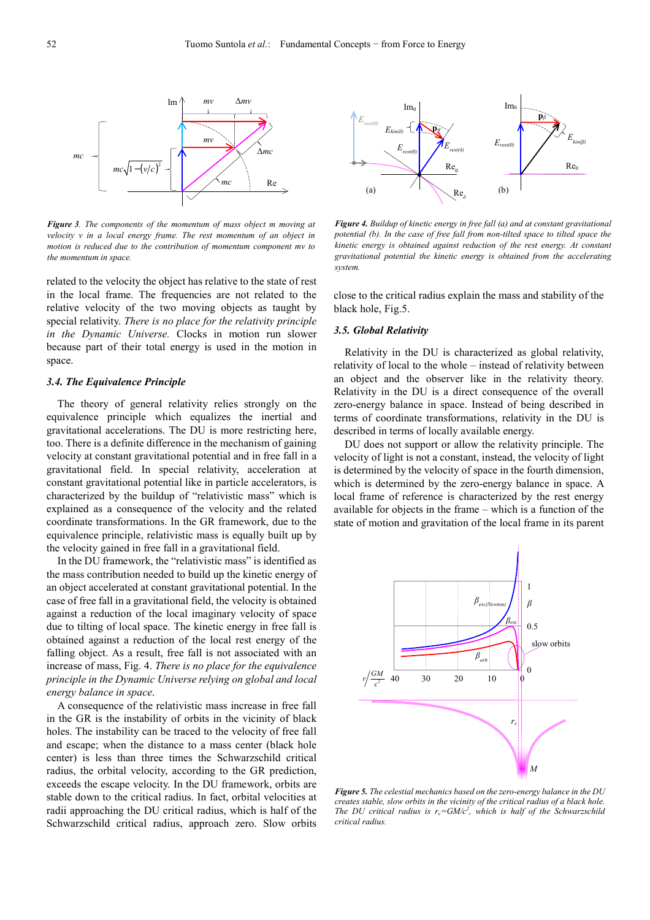***Figure 3**. The components of the momentum of mass object m moving at velocity v in a local energy frame. The rest momentum of an object in motion is reduced due to the contribution of momentum component mv to the momentum in space.*

***Figure 4.** Buildup of kinetic energy in free fall (a) and at constant gravitational potential (b). In the case of free fall from non-tilted space to tilted space the kinetic energy is obtained against reduction of the rest energy. At constant gravitational potential the kinetic energy is obtained from the accelerating system.*

related to the velocity the object has relative to the state of rest in the local frame. The frequencies are not related to the relative velocity of the two moving objects as taught by special relativity. *There is no place for the relativity principle in the Dynamic Universe.* Clocks in motion run slower because part of their total energy is used in the motion in space.

### 3.4. The Equivalence Principle

The theory of general relativity relies strongly on the equivalence principle which equalizes the inertial and gravitational accelerations. The DU is more restricting here, too. There is a definite difference in the mechanism of gaining velocity at constant gravitational potential and in free fall in a gravitational field. In special relativity, acceleration at constant gravitational potential like in particle accelerators, is characterized by the buildup of "relativistic mass" which is explained as a consequence of the velocity and the related coordinate transformations. In the GR framework, due to the equivalence principle, relativistic mass is equally built up by the velocity gained in free fall in a gravitational field.

In the DU framework, the "relativistic mass" is identified as the mass contribution needed to build up the kinetic energy of an object accelerated at constant gravitational potential. In the case of free fall in a gravitational field, the velocity is obtained against a reduction of the local imaginary velocity of space due to tilting of local space. The kinetic energy in free fall is obtained against a reduction of the local rest energy of the falling object. As a result, free fall is not associated with an increase of mass, Fig. 4. *There is no place for the equivalence principle in the Dynamic Universe relying on global and local energy balance in space.*

A consequence of the relativistic mass increase in free fall in the GR is the instability of orbits in the vicinity of black holes. The instability can be traced to the velocity of free fall and escape; when the distance to a mass center (black hole center) is less than three times the Schwarzschild critical radius, the orbital velocity, according to the GR prediction, exceeds the escape velocity. In the DU framework, orbits are stable down to the critical radius. In fact, orbital velocities at radii approaching the DU critical radius, which is half of the Schwarzschild critical radius, approach zero. Slow orbits close to the critical radius explain the mass and stability of the black hole, Fig.5.

### 3.5. Global Relativity

Relativity in the DU is characterized as global relativity, relativity of local to the whole – instead of relativity between an object and the observer like in the relativity theory. Relativity in the DU is a direct consequence of the overall zero-energy balance in space. Instead of being described in terms of coordinate transformations, relativity in the DU is described in terms of locally available energy.

DU does not support or allow the relativity principle. The velocity of light is not a constant, instead, the velocity of light is determined by the velocity of space in the fourth dimension, which is determined by the zero-energy balance in space. A local frame of reference is characterized by the rest energy available for objects in the frame – which is a function of the state of motion and gravitation of the local frame in its parent

***Figure 5.** The celestial mechanics based on the zero-energy balance in the DU creates stable, slow orbits in the vicinity of the critical radius of a black hole. The DU critical radius is $r_c=GM/c^2$, which is half of the Schwarzschild critical radius.*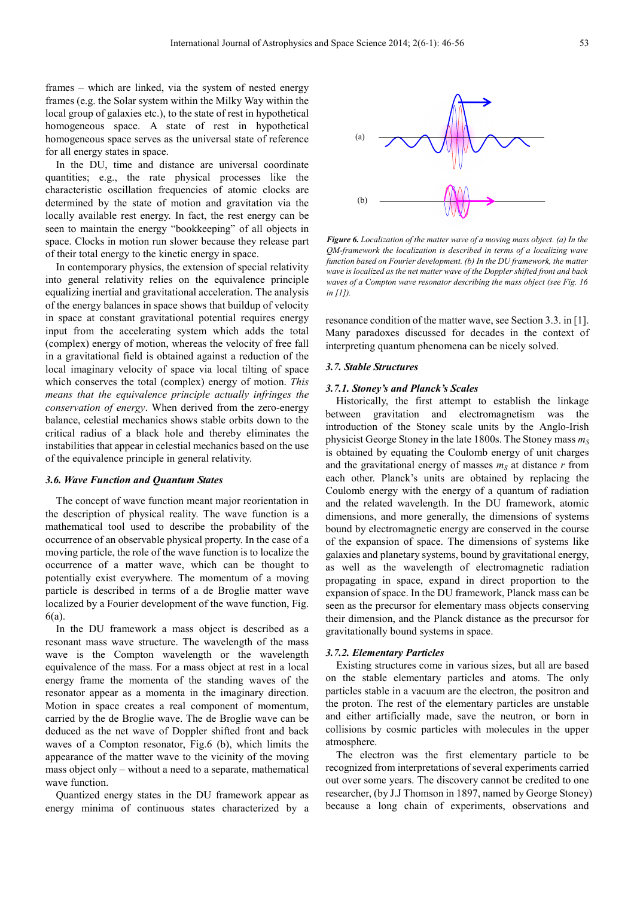frames – which are linked, via the system of nested energy frames (e.g. the Solar system within the Milky Way within the local group of galaxies etc.), to the state of rest in hypothetical homogeneous space. A state of rest in hypothetical homogeneous space serves as the universal state of reference for all energy states in space.

In the DU, time and distance are universal coordinate quantities; e.g., the rate physical processes like the characteristic oscillation frequencies of atomic clocks are determined by the state of motion and gravitation via the locally available rest energy. In fact, the rest energy can be seen to maintain the energy "bookkeeping" of all objects in space. Clocks in motion run slower because they release part of their total energy to the kinetic energy in space.

In contemporary physics, the extension of special relativity into general relativity relies on the equivalence principle equalizing inertial and gravitational acceleration. The analysis of the energy balances in space shows that buildup of velocity in space at constant gravitational potential requires energy input from the accelerating system which adds the total (complex) energy of motion, whereas the velocity of free fall in a gravitational field is obtained against a reduction of the local imaginary velocity of space via local tilting of space which conserves the total (complex) energy of motion. *This means that the equivalence principle actually infringes the conservation of energy*. When derived from the zero-energy balance, celestial mechanics shows stable orbits down to the critical radius of a black hole and thereby eliminates the instabilities that appear in celestial mechanics based on the use of the equivalence principle in general relativity.

### *3.6. Wave Function and Quantum States*

The concept of wave function meant major reorientation in the description of physical reality. The wave function is a mathematical tool used to describe the probability of the occurrence of an observable physical property. In the case of a moving particle, the role of the wave function is to localize the occurrence of a matter wave, which can be thought to potentially exist everywhere. The momentum of a moving particle is described in terms of a de Broglie matter wave localized by a Fourier development of the wave function, Fig. 6(a).

In the DU framework a mass object is described as a resonant mass wave structure. The wavelength of the mass wave is the Compton wavelength or the wavelength equivalence of the mass. For a mass object at rest in a local energy frame the momenta of the standing waves of the resonator appear as a momenta in the imaginary direction. Motion in space creates a real component of momentum, carried by the de Broglie wave. The de Broglie wave can be deduced as the net wave of Doppler shifted front and back waves of a Compton resonator, Fig.6 (b), which limits the appearance of the matter wave to the vicinity of the moving mass object only – without a need to a separate, mathematical wave function.

Quantized energy states in the DU framework appear as energy minima of continuous states characterized by a resonance condition of the matter wave, see Section 3.3. in [1]. Many paradoxes discussed for decades in the context of interpreting quantum phenomena can be nicely solved.

***Figure 6.*** *Localization of the matter wave of a moving mass object. (a) In the QM-framework the localization is described in terms of a localizing wave function based on Fourier development. (b) In the DU framework, the matter wave is localized as the net matter wave of the Doppler shifted front and back waves of a Compton wave resonator describing the mass object (see Fig. 16 in [1]).*

### *3.7. Stable Structures*

#### *3.7.1. Stoney's and Planck's Scales*

Historically, the first attempt to establish the linkage between gravitation and electromagnetism was the introduction of the Stoney scale units by the Anglo-Irish physicist George Stoney in the late 1800s. The Stoney mass $m_S$ is obtained by equating the Coulomb energy of unit charges and the gravitational energy of masses $m_S$ at distance $r$ from each other. Planck's units are obtained by replacing the Coulomb energy with the energy of a quantum of radiation and the related wavelength. In the DU framework, atomic dimensions, and more generally, the dimensions of systems bound by electromagnetic energy are conserved in the course of the expansion of space. The dimensions of systems like galaxies and planetary systems, bound by gravitational energy, as well as the wavelength of electromagnetic radiation propagating in space, expand in direct proportion to the expansion of space. In the DU framework, Planck mass can be seen as the precursor for elementary mass objects conserving their dimension, and the Planck distance as the precursor for gravitationally bound systems in space.

#### *3.7.2. Elementary Particles*

Existing structures come in various sizes, but all are based on the stable elementary particles and atoms. The only particles stable in a vacuum are the electron, the positron and the proton. The rest of the elementary particles are unstable and either artificially made, save the neutron, or born in collisions by cosmic particles with molecules in the upper atmosphere.

The electron was the first elementary particle to be recognized from interpretations of several experiments carried out over some years. The discovery cannot be credited to one researcher, (by J.J Thomson in 1897, named by George Stoney) because a long chain of experiments, observations and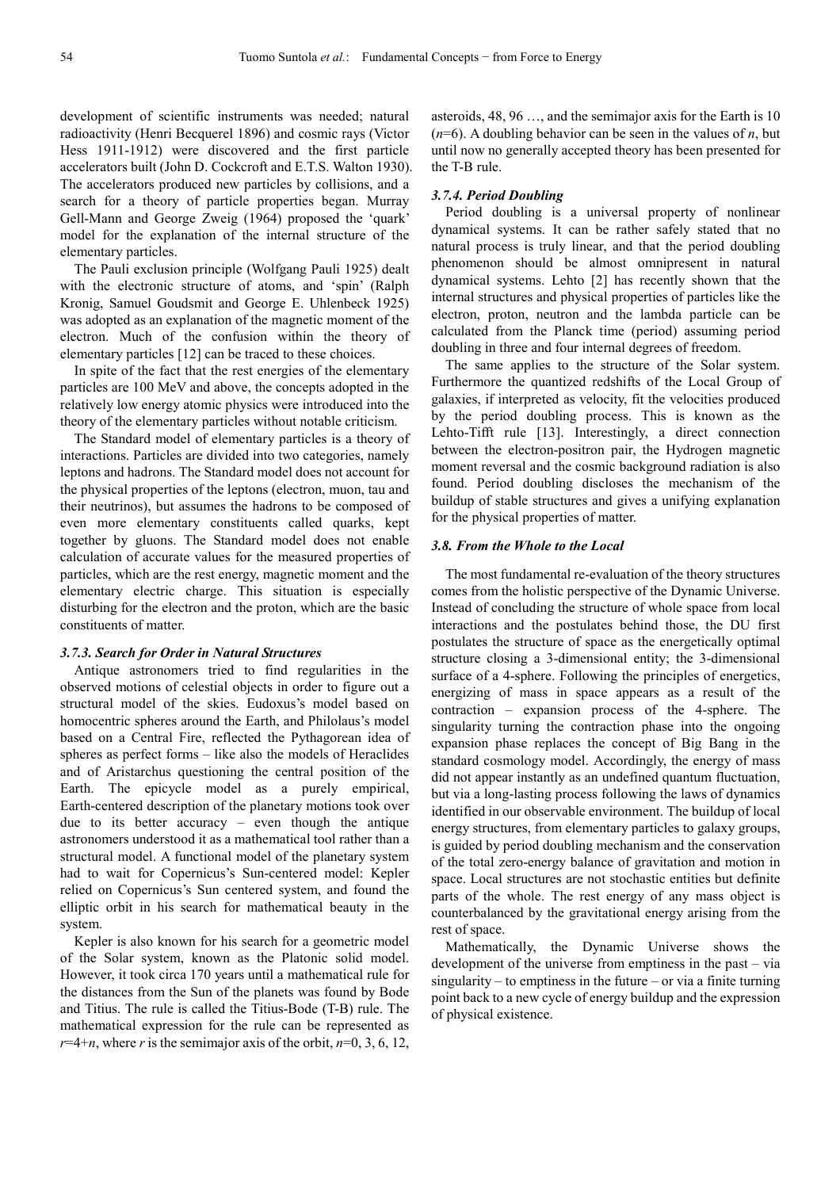development of scientific instruments was needed; natural radioactivity (Henri Becquerel 1896) and cosmic rays (Victor Hess 1911-1912) were discovered and the first particle accelerators built (John D. Cockcroft and E.T.S. Walton 1930). The accelerators produced new particles by collisions, and a search for a theory of particle properties began. Murray Gell-Mann and George Zweig (1964) proposed the 'quark' model for the explanation of the internal structure of the elementary particles.

The Pauli exclusion principle (Wolfgang Pauli 1925) dealt with the electronic structure of atoms, and 'spin' (Ralph Kronig, Samuel Goudsmit and George E. Uhlenbeck 1925) was adopted as an explanation of the magnetic moment of the electron. Much of the confusion within the theory of elementary particles [12] can be traced to these choices.

In spite of the fact that the rest energies of the elementary particles are 100 MeV and above, the concepts adopted in the relatively low energy atomic physics were introduced into the theory of the elementary particles without notable criticism.

The Standard model of elementary particles is a theory of interactions. Particles are divided into two categories, namely leptons and hadrons. The Standard model does not account for the physical properties of the leptons (electron, muon, tau and their neutrinos), but assumes the hadrons to be composed of even more elementary constituents called quarks, kept together by gluons. The Standard model does not enable calculation of accurate values for the measured properties of particles, which are the rest energy, magnetic moment and the elementary electric charge. This situation is especially disturbing for the electron and the proton, which are the basic constituents of matter.

### *3.7.3. Search for Order in Natural Structures*

Antique astronomers tried to find regularities in the observed motions of celestial objects in order to figure out a structural model of the skies. Eudoxus's model based on homocentric spheres around the Earth, and Philolaus's model based on a Central Fire, reflected the Pythagorean idea of spheres as perfect forms – like also the models of Heraclides and of Aristarchus questioning the central position of the Earth. The epicycle model as a purely empirical, Earth-centered description of the planetary motions took over due to its better accuracy – even though the antique astronomers understood it as a mathematical tool rather than a structural model. A functional model of the planetary system had to wait for Copernicus's Sun-centered model: Kepler relied on Copernicus's Sun centered system, and found the elliptic orbit in his search for mathematical beauty in the system.

Kepler is also known for his search for a geometric model of the Solar system, known as the Platonic solid model. However, it took circa 170 years until a mathematical rule for the distances from the Sun of the planets was found by Bode and Titius. The rule is called the Titius-Bode (T-B) rule. The mathematical expression for the rule can be represented as $r$=4+$n$, where $r$ is the semimajor axis of the orbit, $n$=0, 3, 6, 12, asteroids, 48, 96 …, and the semimajor axis for the Earth is 10 ($n$=6). A doubling behavior can be seen in the values of $n$, but until now no generally accepted theory has been presented for the T-B rule.

### *3.7.4. Period Doubling*

Period doubling is a universal property of nonlinear dynamical systems. It can be rather safely stated that no natural process is truly linear, and that the period doubling phenomenon should be almost omnipresent in natural dynamical systems. Lehto [2] has recently shown that the internal structures and physical properties of particles like the electron, proton, neutron and the lambda particle can be calculated from the Planck time (period) assuming period doubling in three and four internal degrees of freedom.

The same applies to the structure of the Solar system. Furthermore the quantized redshifts of the Local Group of galaxies, if interpreted as velocity, fit the velocities produced by the period doubling process. This is known as the Lehto-Tifft rule [13]. Interestingly, a direct connection between the electron-positron pair, the Hydrogen magnetic moment reversal and the cosmic background radiation is also found. Period doubling discloses the mechanism of the buildup of stable structures and gives a unifying explanation for the physical properties of matter.

## *3.8. From the Whole to the Local*

The most fundamental re-evaluation of the theory structures comes from the holistic perspective of the Dynamic Universe. Instead of concluding the structure of whole space from local interactions and the postulates behind those, the DU first postulates the structure of space as the energetically optimal structure closing a 3-dimensional entity; the 3-dimensional surface of a 4-sphere. Following the principles of energetics, energizing of mass in space appears as a result of the contraction – expansion process of the 4-sphere. The singularity turning the contraction phase into the ongoing expansion phase replaces the concept of Big Bang in the standard cosmology model. Accordingly, the energy of mass did not appear instantly as an undefined quantum fluctuation, but via a long-lasting process following the laws of dynamics identified in our observable environment. The buildup of local energy structures, from elementary particles to galaxy groups, is guided by period doubling mechanism and the conservation of the total zero-energy balance of gravitation and motion in space. Local structures are not stochastic entities but definite parts of the whole. The rest energy of any mass object is counterbalanced by the gravitational energy arising from the rest of space.

Mathematically, the Dynamic Universe shows the development of the universe from emptiness in the past – via singularity – to emptiness in the future – or via a finite turning point back to a new cycle of energy buildup and the expression of physical existence.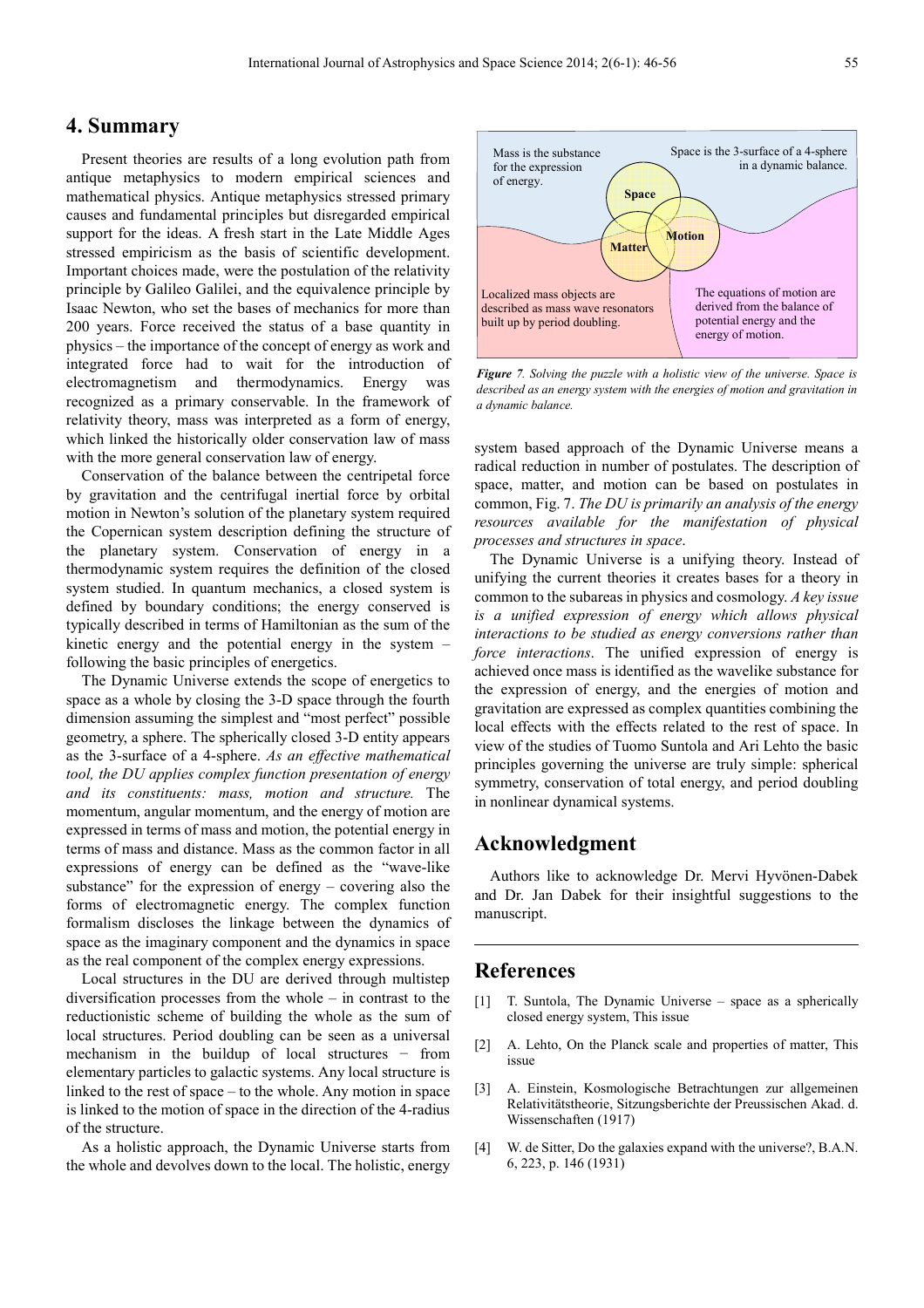## 4. Summary

Present theories are results of a long evolution path from antique metaphysics to modern empirical sciences and mathematical physics. Antique metaphysics stressed primary causes and fundamental principles but disregarded empirical support for the ideas. A fresh start in the Late Middle Ages stressed empiricism as the basis of scientific development. Important choices made, were the postulation of the relativity principle by Galileo Galilei, and the equivalence principle by Isaac Newton, who set the bases of mechanics for more than 200 years. Force received the status of a base quantity in physics – the importance of the concept of energy as work and integrated force had to wait for the introduction of electromagnetism and thermodynamics. Energy was recognized as a primary conservable. In the framework of relativity theory, mass was interpreted as a form of energy, which linked the historically older conservation law of mass with the more general conservation law of energy.

Conservation of the balance between the centripetal force by gravitation and the centrifugal inertial force by orbital motion in Newton's solution of the planetary system required the Copernican system description defining the structure of the planetary system. Conservation of energy in a thermodynamic system requires the definition of the closed system studied. In quantum mechanics, a closed system is defined by boundary conditions; the energy conserved is typically described in terms of Hamiltonian as the sum of the kinetic energy and the potential energy in the system – following the basic principles of energetics.

The Dynamic Universe extends the scope of energetics to space as a whole by closing the 3-D space through the fourth dimension assuming the simplest and "most perfect" possible geometry, a sphere. The spherically closed 3-D entity appears as the 3-surface of a 4-sphere. *As an effective mathematical tool, the DU applies complex function presentation of energy and its constituents: mass, motion and structure.* The momentum, angular momentum, and the energy of motion are expressed in terms of mass and motion, the potential energy in terms of mass and distance. Mass as the common factor in all expressions of energy can be defined as the "wave-like substance" for the expression of energy – covering also the forms of electromagnetic energy. The complex function formalism discloses the linkage between the dynamics of space as the imaginary component and the dynamics in space as the real component of the complex energy expressions.

Local structures in the DU are derived through multistep diversification processes from the whole – in contrast to the reductionistic scheme of building the whole as the sum of local structures. Period doubling can be seen as a universal mechanism in the buildup of local structures − from elementary particles to galactic systems. Any local structure is linked to the rest of space – to the whole. Any motion in space is linked to the motion of space in the direction of the 4-radius of the structure.

As a holistic approach, the Dynamic Universe starts from the whole and devolves down to the local. The holistic, energy system based approach of the Dynamic Universe means a radical reduction in number of postulates. The description of space, matter, and motion can be based on postulates in common, Fig. 7. *The DU is primarily an analysis of the energy resources available for the manifestation of physical processes and structures in space*.

Mass is the substance for the expression of energy.

Space is the 3-surface of a 4-sphere in a dynamic balance.

Space

Matter

Motion

Localized mass objects are described as mass wave resonators built up by period doubling.

The equations of motion are derived from the balance of potential energy and the energy of motion.

***Figure** 7. Solving the puzzle with a holistic view of the universe. Space is described as an energy system with the energies of motion and gravitation in a dynamic balance.*

The Dynamic Universe is a unifying theory. Instead of unifying the current theories it creates bases for a theory in common to the subareas in physics and cosmology. *A key issue is a unified expression of energy which allows physical interactions to be studied as energy conversions rather than force interactions*. The unified expression of energy is achieved once mass is identified as the wavelike substance for the expression of energy, and the energies of motion and gravitation are expressed as complex quantities combining the local effects with the effects related to the rest of space. In view of the studies of Tuomo Suntola and Ari Lehto the basic principles governing the universe are truly simple: spherical symmetry, conservation of total energy, and period doubling in nonlinear dynamical systems.

## Acknowledgment

Authors like to acknowledge Dr. Mervi Hyvönen-Dabek and Dr. Jan Dabek for their insightful suggestions to the manuscript.

## References

[1] T. Suntola, The Dynamic Universe – space as a spherically closed energy system, This issue

[2] A. Lehto, On the Planck scale and properties of matter, This issue

[3] A. Einstein, Kosmologische Betrachtungen zur allgemeinen Relativitätstheorie, Sitzungsberichte der Preussischen Akad. d. Wissenschaften (1917)

[4] W. de Sitter, Do the galaxies expand with the universe?, B.A.N. 6, 223, p. 146 (1931)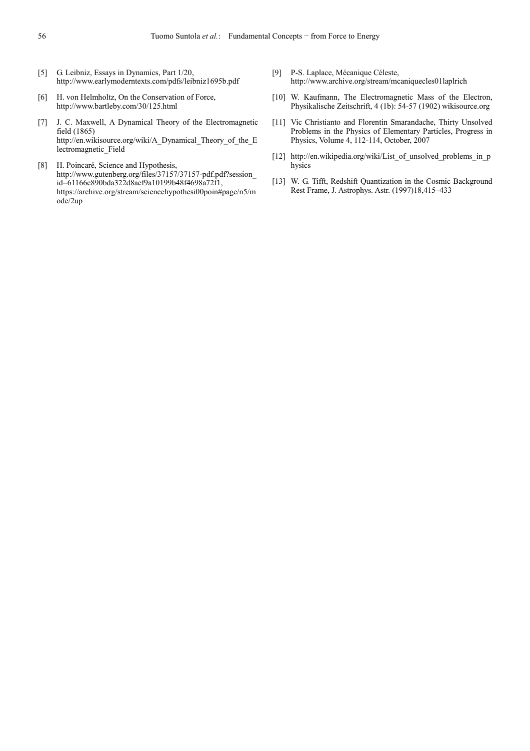[5] G. Leibniz, Essays in Dynamics, Part 1/20, http://www.earlymoderntexts.com/pdfs/leibniz1695b.pdf

[6] H. von Helmholtz, On the Conservation of Force, http://www.bartleby.com/30/125.html

[7] J. C. Maxwell, A Dynamical Theory of the Electromagnetic field (1865) http://en.wikisource.org/wiki/A_Dynamical_Theory_of_the_Electromagnetic_Field

[8] H. Poincaré, Science and Hypothesis, http://www.gutenberg.org/files/37157/37157-pdf.pdf?session_id=61166c890bda322d8aef9a10199b48f4698a72f1, https://archive.org/stream/sciencehypothesi00poin#page/n5/mode/2up

[9] P-S. Laplace, Mécanique Céleste, http://www.archive.org/stream/mcaniquecles01laplrich

[10] W. Kaufmann, The Electromagnetic Mass of the Electron, Physikalische Zeitschrift, 4 (1b): 54-57 (1902) wikisource.org

[11] Vic Christianto and Florentin Smarandache, Thirty Unsolved Problems in the Physics of Elementary Particles, Progress in Physics, Volume 4, 112-114, October, 2007

[12] http://en.wikipedia.org/wiki/List_of_unsolved_problems_in_physics

[13] W. G. Tifft, Redshift Quantization in the Cosmic Background Rest Frame, J. Astrophys. Astr. (1997)18,415–433